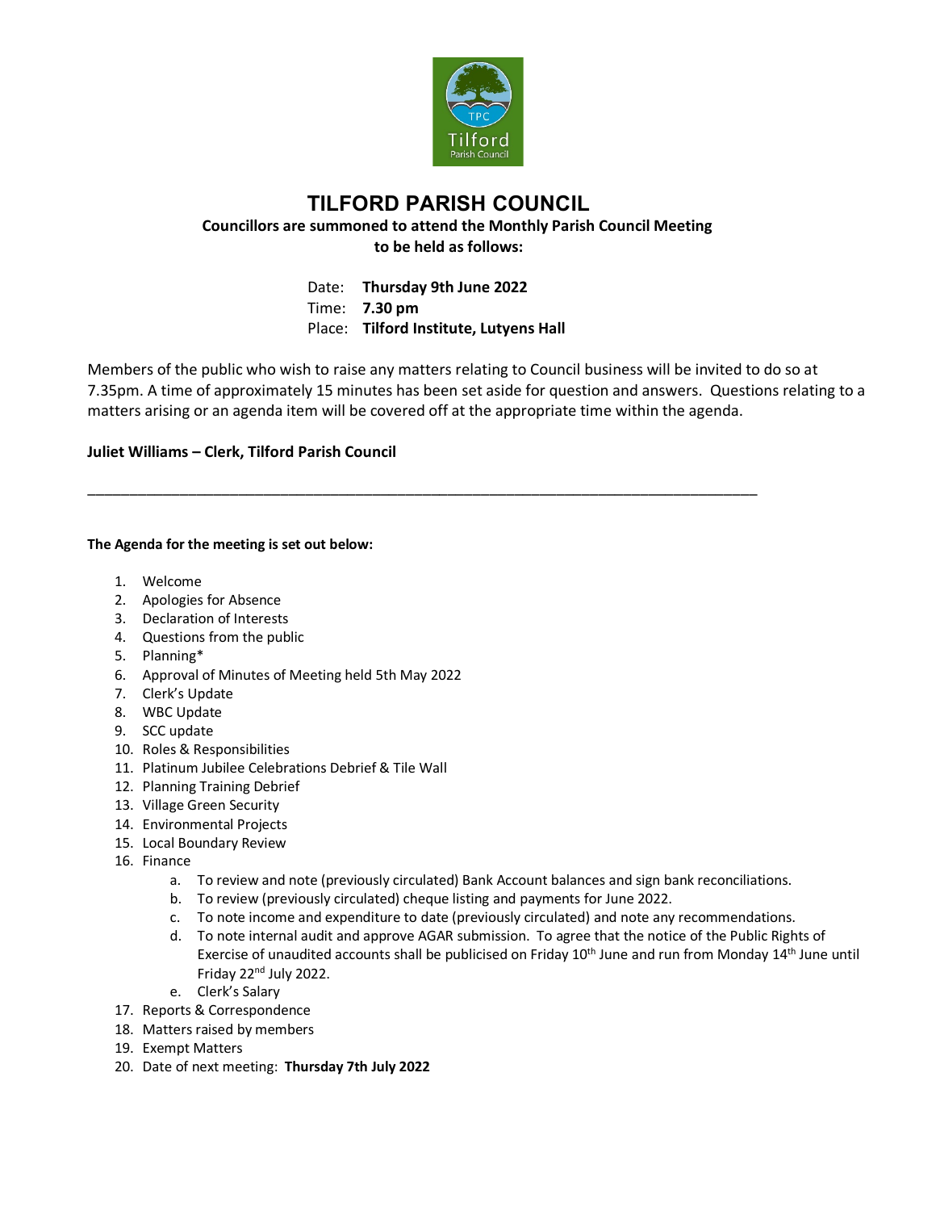# TILFORD PARISH COUNCIL

**Councillors are summoned to attend the Monthly Parish Council Meeting to be held as follows:**

Date: **Thursday 9th June 2022**
Time: **7.30 pm**
Place: **Tilford Institute, Lutyens Hall**

Members of the public who wish to raise any matters relating to Council business will be invited to do so at 7.35pm. A time of approximately 15 minutes has been set aside for question and answers. Questions relating to a matters arising or an agenda item will be covered off at the appropriate time within the agenda.

**Juliet Williams – Clerk, Tilford Parish Council**

---

**The Agenda for the meeting is set out below:**

1. Welcome
2. Apologies for Absence
3. Declaration of Interests
4. Questions from the public
5. Planning*
6. Approval of Minutes of Meeting held 5th May 2022
7. Clerk's Update
8. WBC Update
9. SCC update
10. Roles & Responsibilities
11. Platinum Jubilee Celebrations Debrief & Tile Wall
12. Planning Training Debrief
13. Village Green Security
14. Environmental Projects
15. Local Boundary Review
16. Finance
    a. To review and note (previously circulated) Bank Account balances and sign bank reconciliations.
    b. To review (previously circulated) cheque listing and payments for June 2022.
    c. To note income and expenditure to date (previously circulated) and note any recommendations.
    d. To note internal audit and approve AGAR submission. To agree that the notice of the Public Rights of Exercise of unaudited accounts shall be publicised on Friday 10th June and run from Monday 14th June until Friday 22nd July 2022.
    e. Clerk's Salary
17. Reports & Correspondence
18. Matters raised by members
19. Exempt Matters
20. Date of next meeting: **Thursday 7th July 2022**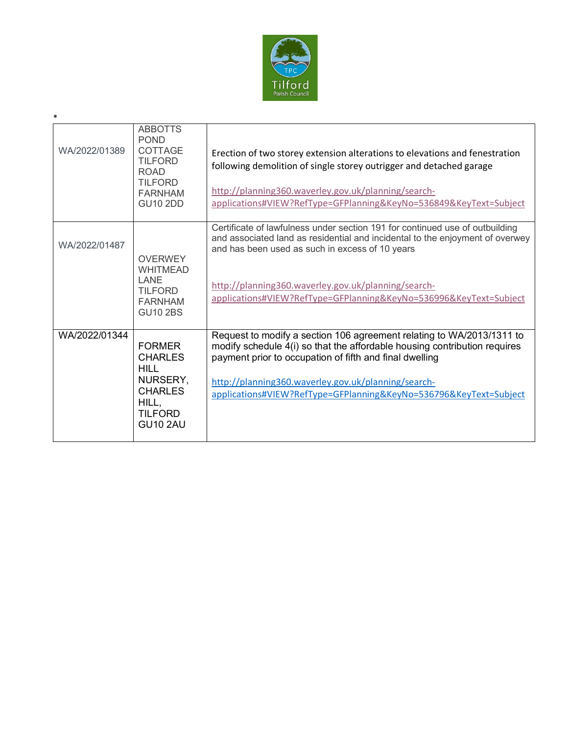*

| | | |
|---|---|---|
| WA/2022/01389 | ABBOTTS POND COTTAGE TILFORD ROAD TILFORD FARNHAM GU10 2DD | Erection of two storey extension alterations to elevations and fenestration following demolition of single storey outrigger and detached garage<br><br>http://planning360.waverley.gov.uk/planning/search-applications#VIEW?RefType=GFPlanning&KeyNo=536849&KeyText=Subject |
| WA/2022/01487 | OVERWEY WHITMEAD LANE TILFORD FARNHAM GU10 2BS | Certificate of lawfulness under section 191 for continued use of outbuilding and associated land as residential and incidental to the enjoyment of overwey and has been used as such in excess of 10 years<br><br>http://planning360.waverley.gov.uk/planning/search-applications#VIEW?RefType=GFPlanning&KeyNo=536996&KeyText=Subject |
| WA/2022/01344 | FORMER CHARLES HILL NURSERY, CHARLES HILL, TILFORD GU10 2AU | Request to modify a section 106 agreement relating to WA/2013/1311 to modify schedule 4(i) so that the affordable housing contribution requires payment prior to occupation of fifth and final dwelling<br><br>http://planning360.waverley.gov.uk/planning/search-applications#VIEW?RefType=GFPlanning&KeyNo=536796&KeyText=Subject |